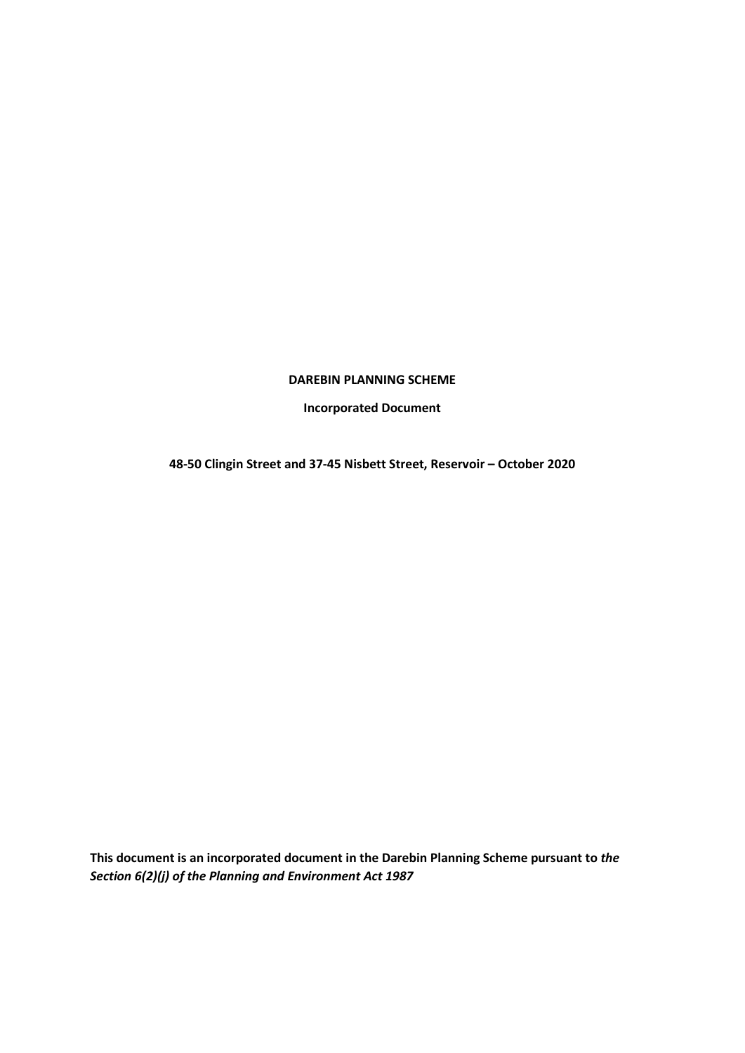**DAREBIN PLANNING SCHEME**

**Incorporated Document**

**48-50 Clingin Street and 37-45 Nisbett Street, Reservoir – October 2020**

**This document is an incorporated document in the Darebin Planning Scheme pursuant to *the Section 6(2)(j) of the Planning and Environment Act 1987***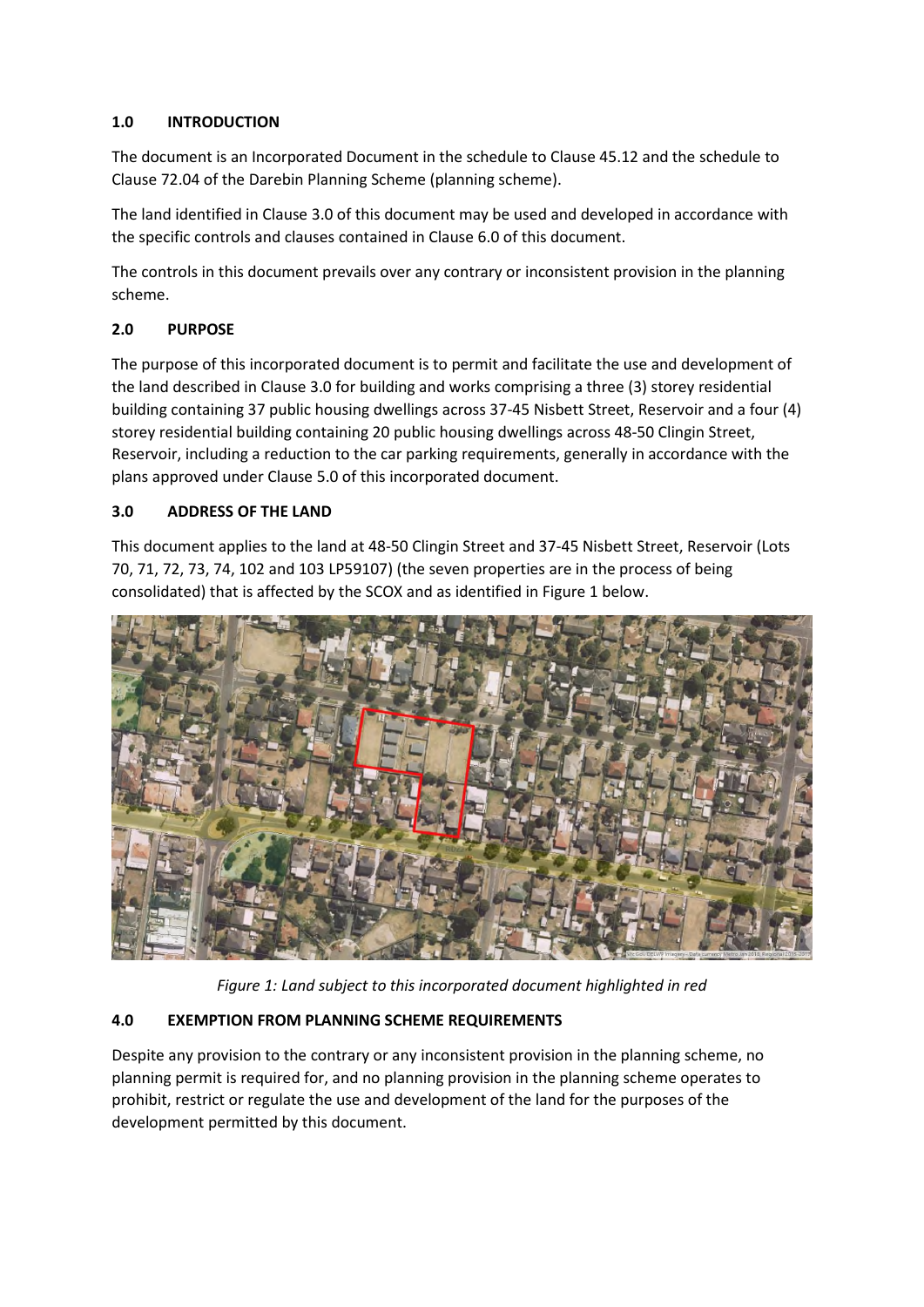## 1.0 INTRODUCTION

The document is an Incorporated Document in the schedule to Clause 45.12 and the schedule to Clause 72.04 of the Darebin Planning Scheme (planning scheme).

The land identified in Clause 3.0 of this document may be used and developed in accordance with the specific controls and clauses contained in Clause 6.0 of this document.

The controls in this document prevails over any contrary or inconsistent provision in the planning scheme.

## 2.0 PURPOSE

The purpose of this incorporated document is to permit and facilitate the use and development of the land described in Clause 3.0 for building and works comprising a three (3) storey residential building containing 37 public housing dwellings across 37-45 Nisbett Street, Reservoir and a four (4) storey residential building containing 20 public housing dwellings across 48-50 Clingin Street, Reservoir, including a reduction to the car parking requirements, generally in accordance with the plans approved under Clause 5.0 of this incorporated document.

## 3.0 ADDRESS OF THE LAND

This document applies to the land at 48-50 Clingin Street and 37-45 Nisbett Street, Reservoir (Lots 70, 71, 72, 73, 74, 102 and 103 LP59107) (the seven properties are in the process of being consolidated) that is affected by the SCOX and as identified in Figure 1 below.

*Figure 1: Land subject to this incorporated document highlighted in red*

## 4.0 EXEMPTION FROM PLANNING SCHEME REQUIREMENTS

Despite any provision to the contrary or any inconsistent provision in the planning scheme, no planning permit is required for, and no planning provision in the planning scheme operates to prohibit, restrict or regulate the use and development of the land for the purposes of the development permitted by this document.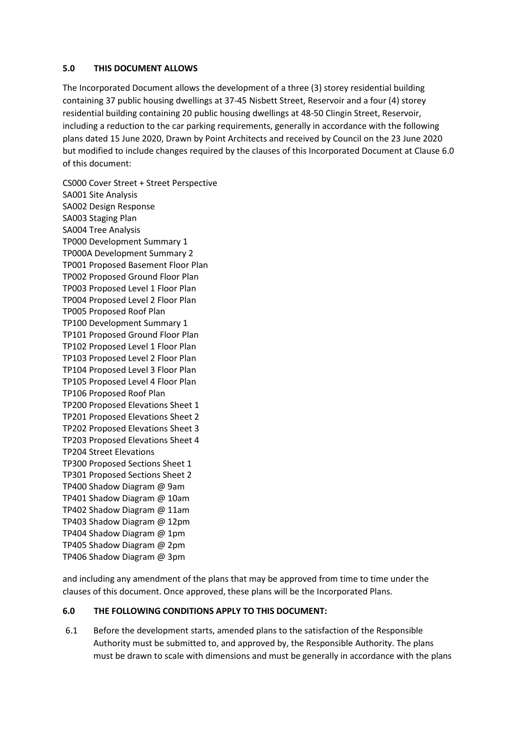**5.0 THIS DOCUMENT ALLOWS**

The Incorporated Document allows the development of a three (3) storey residential building containing 37 public housing dwellings at 37-45 Nisbett Street, Reservoir and a four (4) storey residential building containing 20 public housing dwellings at 48-50 Clingin Street, Reservoir, including a reduction to the car parking requirements, generally in accordance with the following plans dated 15 June 2020, Drawn by Point Architects and received by Council on the 23 June 2020 but modified to include changes required by the clauses of this Incorporated Document at Clause 6.0 of this document:

CS000 Cover Street + Street Perspective
SA001 Site Analysis
SA002 Design Response
SA003 Staging Plan
SA004 Tree Analysis
TP000 Development Summary 1
TP000A Development Summary 2
TP001 Proposed Basement Floor Plan
TP002 Proposed Ground Floor Plan
TP003 Proposed Level 1 Floor Plan
TP004 Proposed Level 2 Floor Plan
TP005 Proposed Roof Plan
TP100 Development Summary 1
TP101 Proposed Ground Floor Plan
TP102 Proposed Level 1 Floor Plan
TP103 Proposed Level 2 Floor Plan
TP104 Proposed Level 3 Floor Plan
TP105 Proposed Level 4 Floor Plan
TP106 Proposed Roof Plan
TP200 Proposed Elevations Sheet 1
TP201 Proposed Elevations Sheet 2
TP202 Proposed Elevations Sheet 3
TP203 Proposed Elevations Sheet 4
TP204 Street Elevations
TP300 Proposed Sections Sheet 1
TP301 Proposed Sections Sheet 2
TP400 Shadow Diagram @ 9am
TP401 Shadow Diagram @ 10am
TP402 Shadow Diagram @ 11am
TP403 Shadow Diagram @ 12pm
TP404 Shadow Diagram @ 1pm
TP405 Shadow Diagram @ 2pm
TP406 Shadow Diagram @ 3pm

and including any amendment of the plans that may be approved from time to time under the clauses of this document. Once approved, these plans will be the Incorporated Plans.

**6.0 THE FOLLOWING CONDITIONS APPLY TO THIS DOCUMENT:**

6.1 Before the development starts, amended plans to the satisfaction of the Responsible Authority must be submitted to, and approved by, the Responsible Authority. The plans must be drawn to scale with dimensions and must be generally in accordance with the plans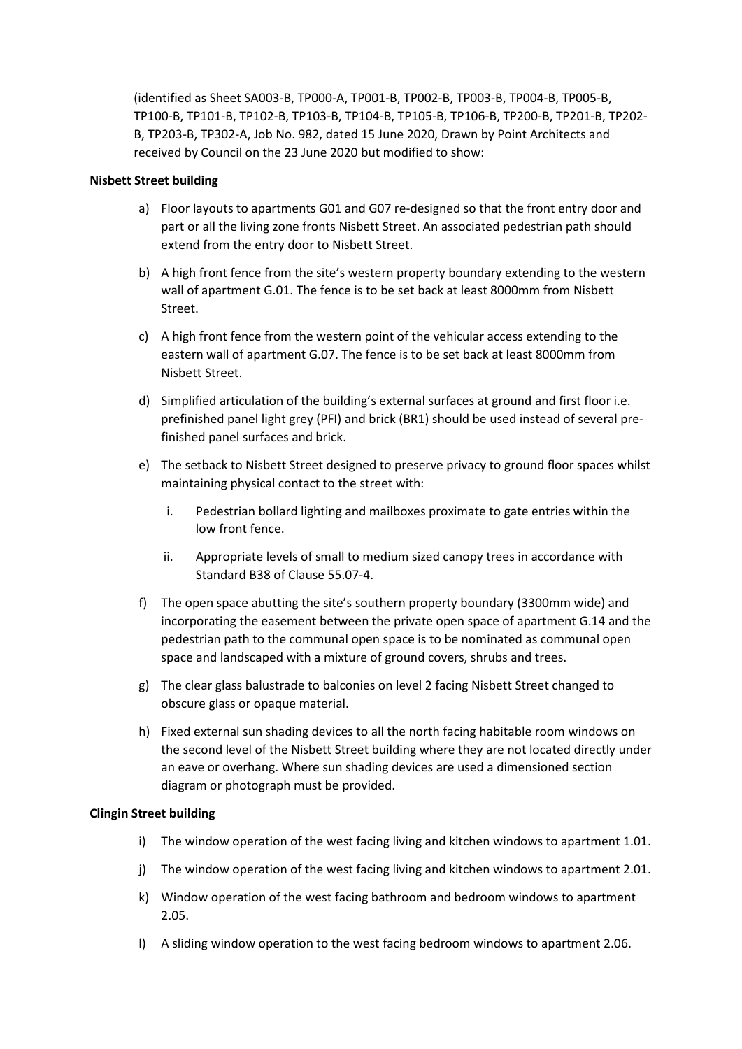(identified as Sheet SA003-B, TP000-A, TP001-B, TP002-B, TP003-B, TP004-B, TP005-B, TP100-B, TP101-B, TP102-B, TP103-B, TP104-B, TP105-B, TP106-B, TP200-B, TP201-B, TP202-B, TP203-B, TP302-A, Job No. 982, dated 15 June 2020, Drawn by Point Architects and received by Council on the 23 June 2020 but modified to show:

**Nisbett Street building**

a) Floor layouts to apartments G01 and G07 re-designed so that the front entry door and part or all the living zone fronts Nisbett Street. An associated pedestrian path should extend from the entry door to Nisbett Street.

b) A high front fence from the site's western property boundary extending to the western wall of apartment G.01. The fence is to be set back at least 8000mm from Nisbett Street.

c) A high front fence from the western point of the vehicular access extending to the eastern wall of apartment G.07. The fence is to be set back at least 8000mm from Nisbett Street.

d) Simplified articulation of the building's external surfaces at ground and first floor i.e. prefinished panel light grey (PFI) and brick (BR1) should be used instead of several pre-finished panel surfaces and brick.

e) The setback to Nisbett Street designed to preserve privacy to ground floor spaces whilst maintaining physical contact to the street with:

   i. Pedestrian bollard lighting and mailboxes proximate to gate entries within the low front fence.

   ii. Appropriate levels of small to medium sized canopy trees in accordance with Standard B38 of Clause 55.07-4.

f) The open space abutting the site's southern property boundary (3300mm wide) and incorporating the easement between the private open space of apartment G.14 and the pedestrian path to the communal open space is to be nominated as communal open space and landscaped with a mixture of ground covers, shrubs and trees.

g) The clear glass balustrade to balconies on level 2 facing Nisbett Street changed to obscure glass or opaque material.

h) Fixed external sun shading devices to all the north facing habitable room windows on the second level of the Nisbett Street building where they are not located directly under an eave or overhang. Where sun shading devices are used a dimensioned section diagram or photograph must be provided.

**Clingin Street building**

i) The window operation of the west facing living and kitchen windows to apartment 1.01.

j) The window operation of the west facing living and kitchen windows to apartment 2.01.

k) Window operation of the west facing bathroom and bedroom windows to apartment 2.05.

l) A sliding window operation to the west facing bedroom windows to apartment 2.06.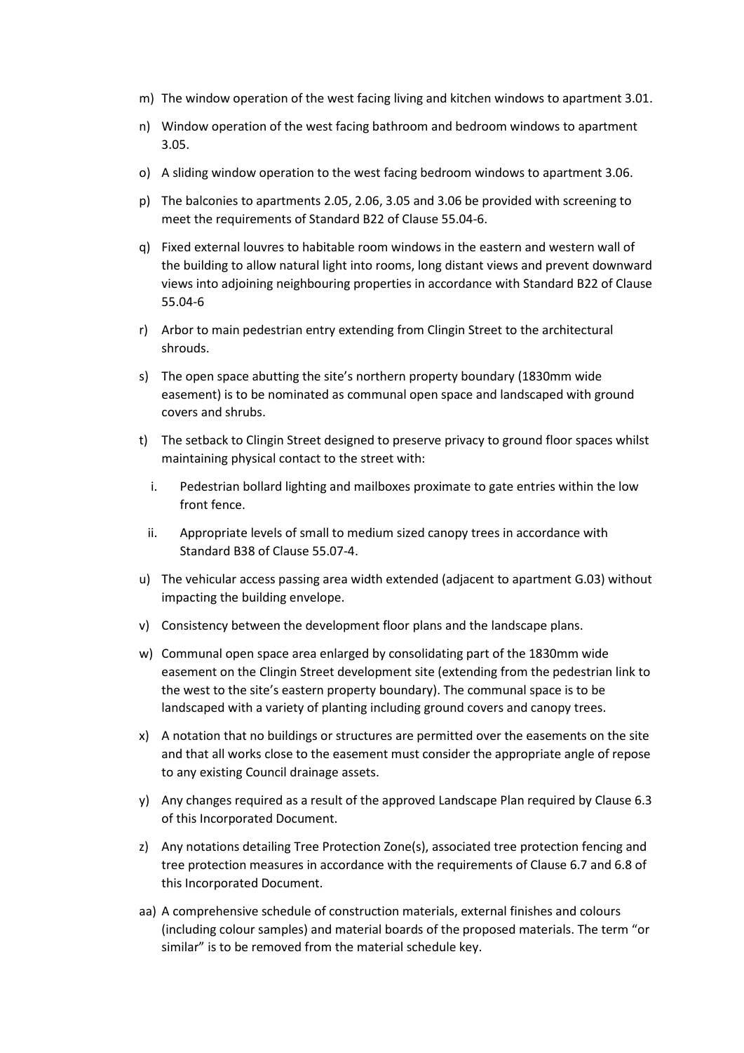m) The window operation of the west facing living and kitchen windows to apartment 3.01.

n) Window operation of the west facing bathroom and bedroom windows to apartment 3.05.

o) A sliding window operation to the west facing bedroom windows to apartment 3.06.

p) The balconies to apartments 2.05, 2.06, 3.05 and 3.06 be provided with screening to meet the requirements of Standard B22 of Clause 55.04-6.

q) Fixed external louvres to habitable room windows in the eastern and western wall of the building to allow natural light into rooms, long distant views and prevent downward views into adjoining neighbouring properties in accordance with Standard B22 of Clause 55.04-6

r) Arbor to main pedestrian entry extending from Clingin Street to the architectural shrouds.

s) The open space abutting the site's northern property boundary (1830mm wide easement) is to be nominated as communal open space and landscaped with ground covers and shrubs.

t) The setback to Clingin Street designed to preserve privacy to ground floor spaces whilst maintaining physical contact to the street with:

   i. Pedestrian bollard lighting and mailboxes proximate to gate entries within the low front fence.

   ii. Appropriate levels of small to medium sized canopy trees in accordance with Standard B38 of Clause 55.07-4.

u) The vehicular access passing area width extended (adjacent to apartment G.03) without impacting the building envelope.

v) Consistency between the development floor plans and the landscape plans.

w) Communal open space area enlarged by consolidating part of the 1830mm wide easement on the Clingin Street development site (extending from the pedestrian link to the west to the site's eastern property boundary). The communal space is to be landscaped with a variety of planting including ground covers and canopy trees.

x) A notation that no buildings or structures are permitted over the easements on the site and that all works close to the easement must consider the appropriate angle of repose to any existing Council drainage assets.

y) Any changes required as a result of the approved Landscape Plan required by Clause 6.3 of this Incorporated Document.

z) Any notations detailing Tree Protection Zone(s), associated tree protection fencing and tree protection measures in accordance with the requirements of Clause 6.7 and 6.8 of this Incorporated Document.

aa) A comprehensive schedule of construction materials, external finishes and colours (including colour samples) and material boards of the proposed materials. The term "or similar" is to be removed from the material schedule key.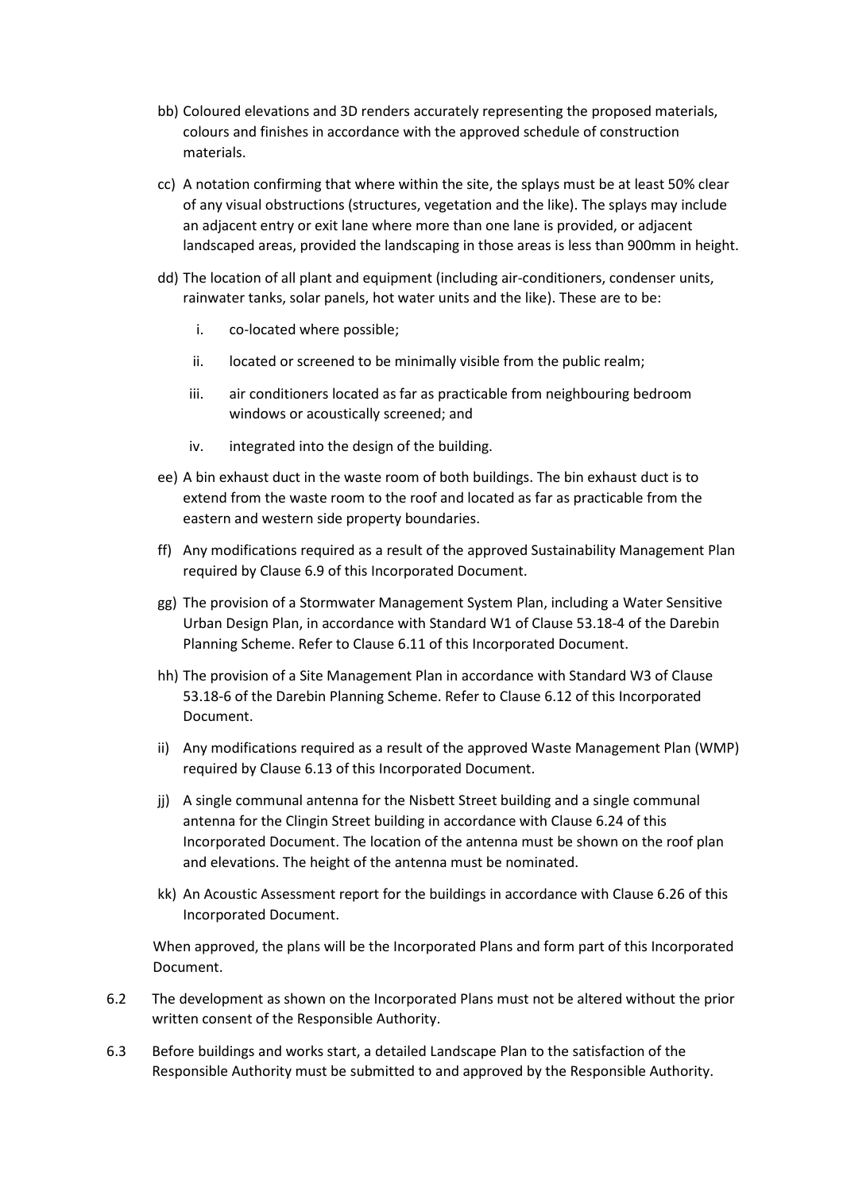bb) Coloured elevations and 3D renders accurately representing the proposed materials, colours and finishes in accordance with the approved schedule of construction materials.

cc) A notation confirming that where within the site, the splays must be at least 50% clear of any visual obstructions (structures, vegetation and the like). The splays may include an adjacent entry or exit lane where more than one lane is provided, or adjacent landscaped areas, provided the landscaping in those areas is less than 900mm in height.

dd) The location of all plant and equipment (including air-conditioners, condenser units, rainwater tanks, solar panels, hot water units and the like). These are to be:

  i. co-located where possible;

  ii. located or screened to be minimally visible from the public realm;

  iii. air conditioners located as far as practicable from neighbouring bedroom windows or acoustically screened; and

  iv. integrated into the design of the building.

ee) A bin exhaust duct in the waste room of both buildings. The bin exhaust duct is to extend from the waste room to the roof and located as far as practicable from the eastern and western side property boundaries.

ff) Any modifications required as a result of the approved Sustainability Management Plan required by Clause 6.9 of this Incorporated Document.

gg) The provision of a Stormwater Management System Plan, including a Water Sensitive Urban Design Plan, in accordance with Standard W1 of Clause 53.18-4 of the Darebin Planning Scheme. Refer to Clause 6.11 of this Incorporated Document.

hh) The provision of a Site Management Plan in accordance with Standard W3 of Clause 53.18-6 of the Darebin Planning Scheme. Refer to Clause 6.12 of this Incorporated Document.

ii) Any modifications required as a result of the approved Waste Management Plan (WMP) required by Clause 6.13 of this Incorporated Document.

jj) A single communal antenna for the Nisbett Street building and a single communal antenna for the Clingin Street building in accordance with Clause 6.24 of this Incorporated Document. The location of the antenna must be shown on the roof plan and elevations. The height of the antenna must be nominated.

kk) An Acoustic Assessment report for the buildings in accordance with Clause 6.26 of this Incorporated Document.

When approved, the plans will be the Incorporated Plans and form part of this Incorporated Document.

6.2 The development as shown on the Incorporated Plans must not be altered without the prior written consent of the Responsible Authority.

6.3 Before buildings and works start, a detailed Landscape Plan to the satisfaction of the Responsible Authority must be submitted to and approved by the Responsible Authority.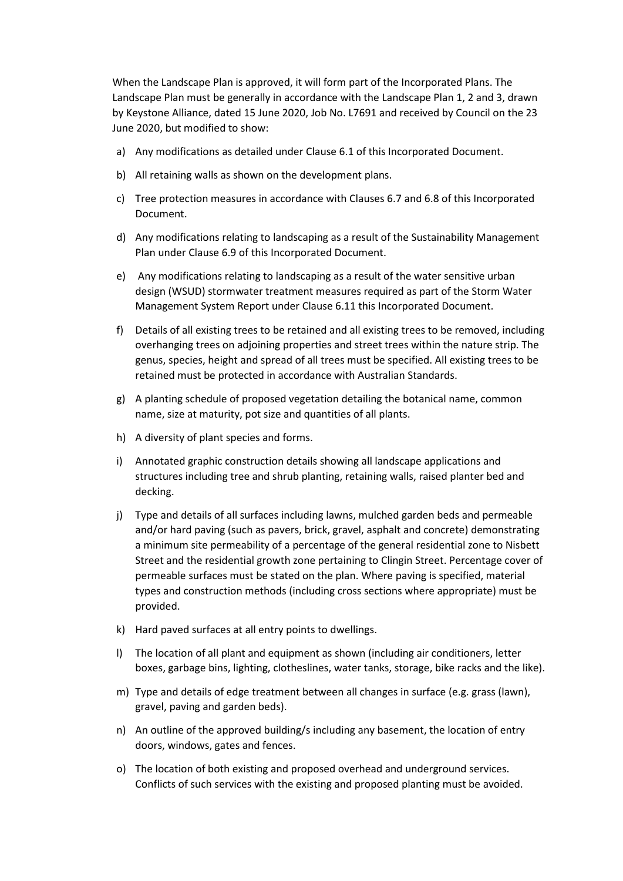When the Landscape Plan is approved, it will form part of the Incorporated Plans. The Landscape Plan must be generally in accordance with the Landscape Plan 1, 2 and 3, drawn by Keystone Alliance, dated 15 June 2020, Job No. L7691 and received by Council on the 23 June 2020, but modified to show:

a) Any modifications as detailed under Clause 6.1 of this Incorporated Document.

b) All retaining walls as shown on the development plans.

c) Tree protection measures in accordance with Clauses 6.7 and 6.8 of this Incorporated Document.

d) Any modifications relating to landscaping as a result of the Sustainability Management Plan under Clause 6.9 of this Incorporated Document.

e) Any modifications relating to landscaping as a result of the water sensitive urban design (WSUD) stormwater treatment measures required as part of the Storm Water Management System Report under Clause 6.11 this Incorporated Document.

f) Details of all existing trees to be retained and all existing trees to be removed, including overhanging trees on adjoining properties and street trees within the nature strip. The genus, species, height and spread of all trees must be specified. All existing trees to be retained must be protected in accordance with Australian Standards.

g) A planting schedule of proposed vegetation detailing the botanical name, common name, size at maturity, pot size and quantities of all plants.

h) A diversity of plant species and forms.

i) Annotated graphic construction details showing all landscape applications and structures including tree and shrub planting, retaining walls, raised planter bed and decking.

j) Type and details of all surfaces including lawns, mulched garden beds and permeable and/or hard paving (such as pavers, brick, gravel, asphalt and concrete) demonstrating a minimum site permeability of a percentage of the general residential zone to Nisbett Street and the residential growth zone pertaining to Clingin Street. Percentage cover of permeable surfaces must be stated on the plan. Where paving is specified, material types and construction methods (including cross sections where appropriate) must be provided.

k) Hard paved surfaces at all entry points to dwellings.

l) The location of all plant and equipment as shown (including air conditioners, letter boxes, garbage bins, lighting, clotheslines, water tanks, storage, bike racks and the like).

m) Type and details of edge treatment between all changes in surface (e.g. grass (lawn), gravel, paving and garden beds).

n) An outline of the approved building/s including any basement, the location of entry doors, windows, gates and fences.

o) The location of both existing and proposed overhead and underground services. Conflicts of such services with the existing and proposed planting must be avoided.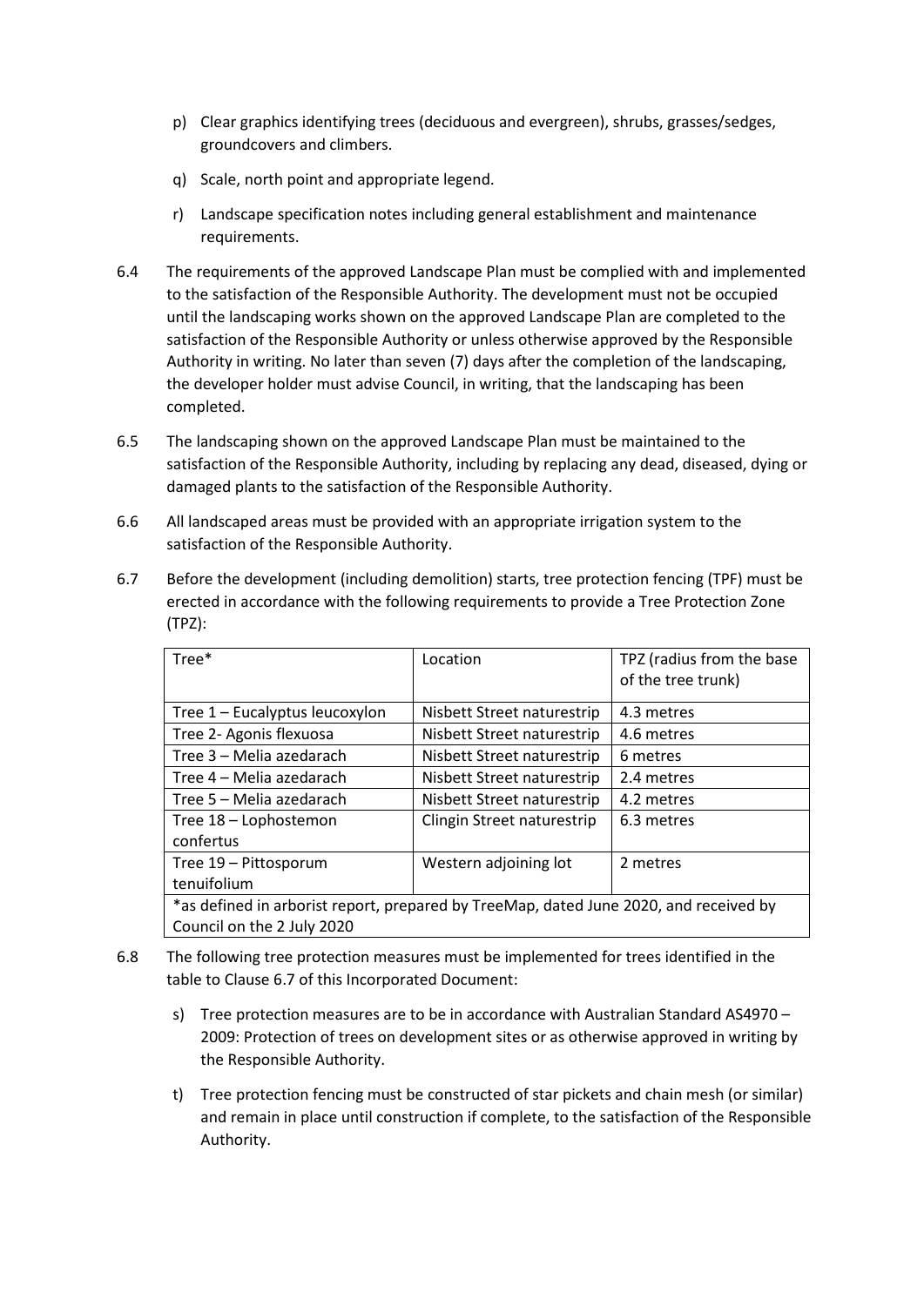p) Clear graphics identifying trees (deciduous and evergreen), shrubs, grasses/sedges, groundcovers and climbers.

q) Scale, north point and appropriate legend.

r) Landscape specification notes including general establishment and maintenance requirements.

6.4 The requirements of the approved Landscape Plan must be complied with and implemented to the satisfaction of the Responsible Authority. The development must not be occupied until the landscaping works shown on the approved Landscape Plan are completed to the satisfaction of the Responsible Authority or unless otherwise approved by the Responsible Authority in writing. No later than seven (7) days after the completion of the landscaping, the developer holder must advise Council, in writing, that the landscaping has been completed.

6.5 The landscaping shown on the approved Landscape Plan must be maintained to the satisfaction of the Responsible Authority, including by replacing any dead, diseased, dying or damaged plants to the satisfaction of the Responsible Authority.

6.6 All landscaped areas must be provided with an appropriate irrigation system to the satisfaction of the Responsible Authority.

6.7 Before the development (including demolition) starts, tree protection fencing (TPF) must be erected in accordance with the following requirements to provide a Tree Protection Zone (TPZ):

| Tree* | Location | TPZ (radius from the base of the tree trunk) |
|---|---|---|
| Tree 1 – Eucalyptus leucoxylon | Nisbett Street naturestrip | 4.3 metres |
| Tree 2- Agonis flexuosa | Nisbett Street naturestrip | 4.6 metres |
| Tree 3 – Melia azedarach | Nisbett Street naturestrip | 6 metres |
| Tree 4 – Melia azedarach | Nisbett Street naturestrip | 2.4 metres |
| Tree 5 – Melia azedarach | Nisbett Street naturestrip | 4.2 metres |
| Tree 18 – Lophostemon confertus | Clingin Street naturestrip | 6.3 metres |
| Tree 19 – Pittosporum tenuifolium | Western adjoining lot | 2 metres |
| *as defined in arborist report, prepared by TreeMap, dated June 2020, and received by Council on the 2 July 2020 | | |

6.8 The following tree protection measures must be implemented for trees identified in the table to Clause 6.7 of this Incorporated Document:

s) Tree protection measures are to be in accordance with Australian Standard AS4970 – 2009: Protection of trees on development sites or as otherwise approved in writing by the Responsible Authority.

t) Tree protection fencing must be constructed of star pickets and chain mesh (or similar) and remain in place until construction if complete, to the satisfaction of the Responsible Authority.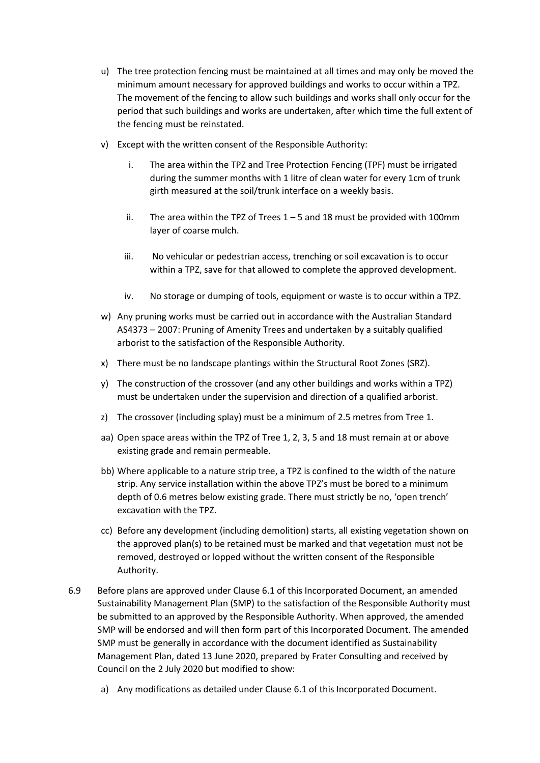u) The tree protection fencing must be maintained at all times and may only be moved the minimum amount necessary for approved buildings and works to occur within a TPZ. The movement of the fencing to allow such buildings and works shall only occur for the period that such buildings and works are undertaken, after which time the full extent of the fencing must be reinstated.

v) Except with the written consent of the Responsible Authority:

   i. The area within the TPZ and Tree Protection Fencing (TPF) must be irrigated during the summer months with 1 litre of clean water for every 1cm of trunk girth measured at the soil/trunk interface on a weekly basis.

   ii. The area within the TPZ of Trees 1 – 5 and 18 must be provided with 100mm layer of coarse mulch.

   iii. No vehicular or pedestrian access, trenching or soil excavation is to occur within a TPZ, save for that allowed to complete the approved development.

   iv. No storage or dumping of tools, equipment or waste is to occur within a TPZ.

w) Any pruning works must be carried out in accordance with the Australian Standard AS4373 – 2007: Pruning of Amenity Trees and undertaken by a suitably qualified arborist to the satisfaction of the Responsible Authority.

x) There must be no landscape plantings within the Structural Root Zones (SRZ).

y) The construction of the crossover (and any other buildings and works within a TPZ) must be undertaken under the supervision and direction of a qualified arborist.

z) The crossover (including splay) must be a minimum of 2.5 metres from Tree 1.

aa) Open space areas within the TPZ of Tree 1, 2, 3, 5 and 18 must remain at or above existing grade and remain permeable.

bb) Where applicable to a nature strip tree, a TPZ is confined to the width of the nature strip. Any service installation within the above TPZ's must be bored to a minimum depth of 0.6 metres below existing grade. There must strictly be no, 'open trench' excavation with the TPZ.

cc) Before any development (including demolition) starts, all existing vegetation shown on the approved plan(s) to be retained must be marked and that vegetation must not be removed, destroyed or lopped without the written consent of the Responsible Authority.

6.9 Before plans are approved under Clause 6.1 of this Incorporated Document, an amended Sustainability Management Plan (SMP) to the satisfaction of the Responsible Authority must be submitted to an approved by the Responsible Authority. When approved, the amended SMP will be endorsed and will then form part of this Incorporated Document. The amended SMP must be generally in accordance with the document identified as Sustainability Management Plan, dated 13 June 2020, prepared by Frater Consulting and received by Council on the 2 July 2020 but modified to show:

   a) Any modifications as detailed under Clause 6.1 of this Incorporated Document.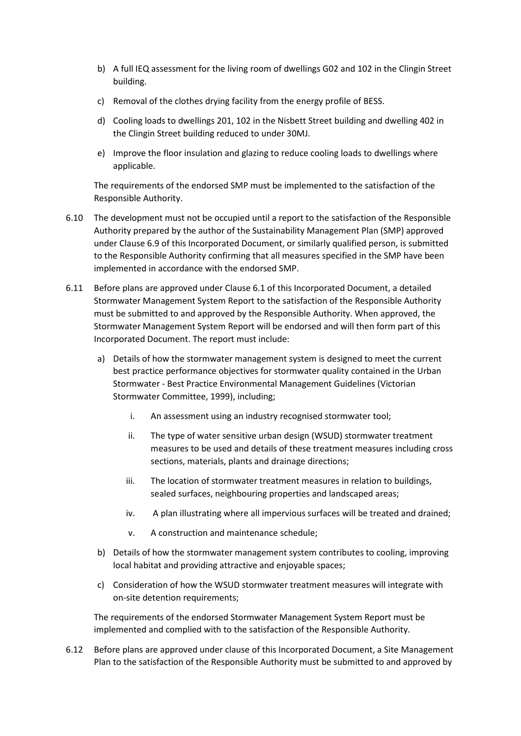b) A full IEQ assessment for the living room of dwellings G02 and 102 in the Clingin Street building.

c) Removal of the clothes drying facility from the energy profile of BESS.

d) Cooling loads to dwellings 201, 102 in the Nisbett Street building and dwelling 402 in the Clingin Street building reduced to under 30MJ.

e) Improve the floor insulation and glazing to reduce cooling loads to dwellings where applicable.

The requirements of the endorsed SMP must be implemented to the satisfaction of the Responsible Authority.

6.10 The development must not be occupied until a report to the satisfaction of the Responsible Authority prepared by the author of the Sustainability Management Plan (SMP) approved under Clause 6.9 of this Incorporated Document, or similarly qualified person, is submitted to the Responsible Authority confirming that all measures specified in the SMP have been implemented in accordance with the endorsed SMP.

6.11 Before plans are approved under Clause 6.1 of this Incorporated Document, a detailed Stormwater Management System Report to the satisfaction of the Responsible Authority must be submitted to and approved by the Responsible Authority. When approved, the Stormwater Management System Report will be endorsed and will then form part of this Incorporated Document. The report must include:

a) Details of how the stormwater management system is designed to meet the current best practice performance objectives for stormwater quality contained in the Urban Stormwater - Best Practice Environmental Management Guidelines (Victorian Stormwater Committee, 1999), including;

   i. An assessment using an industry recognised stormwater tool;

   ii. The type of water sensitive urban design (WSUD) stormwater treatment measures to be used and details of these treatment measures including cross sections, materials, plants and drainage directions;

   iii. The location of stormwater treatment measures in relation to buildings, sealed surfaces, neighbouring properties and landscaped areas;

   iv. A plan illustrating where all impervious surfaces will be treated and drained;

   v. A construction and maintenance schedule;

b) Details of how the stormwater management system contributes to cooling, improving local habitat and providing attractive and enjoyable spaces;

c) Consideration of how the WSUD stormwater treatment measures will integrate with on-site detention requirements;

The requirements of the endorsed Stormwater Management System Report must be implemented and complied with to the satisfaction of the Responsible Authority.

6.12 Before plans are approved under clause of this Incorporated Document, a Site Management Plan to the satisfaction of the Responsible Authority must be submitted to and approved by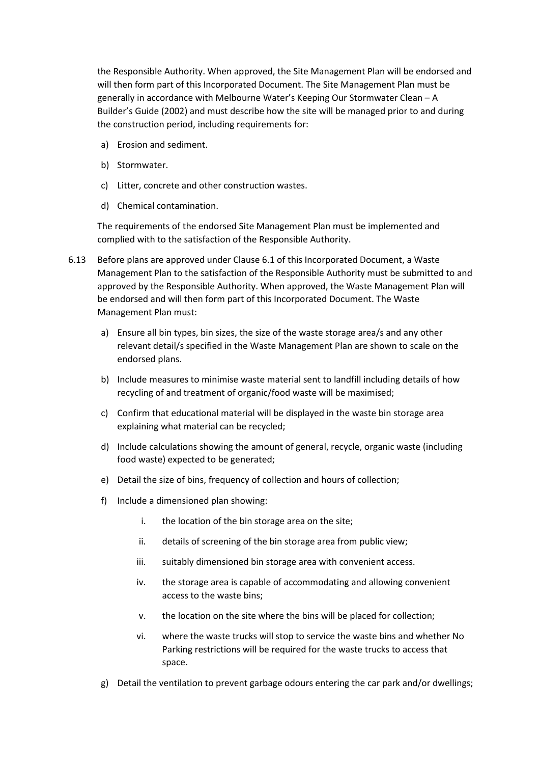the Responsible Authority. When approved, the Site Management Plan will be endorsed and will then form part of this Incorporated Document. The Site Management Plan must be generally in accordance with Melbourne Water's Keeping Our Stormwater Clean – A Builder's Guide (2002) and must describe how the site will be managed prior to and during the construction period, including requirements for:

a) Erosion and sediment.

b) Stormwater.

c) Litter, concrete and other construction wastes.

d) Chemical contamination.

The requirements of the endorsed Site Management Plan must be implemented and complied with to the satisfaction of the Responsible Authority.

6.13 Before plans are approved under Clause 6.1 of this Incorporated Document, a Waste Management Plan to the satisfaction of the Responsible Authority must be submitted to and approved by the Responsible Authority. When approved, the Waste Management Plan will be endorsed and will then form part of this Incorporated Document. The Waste Management Plan must:

a) Ensure all bin types, bin sizes, the size of the waste storage area/s and any other relevant detail/s specified in the Waste Management Plan are shown to scale on the endorsed plans.

b) Include measures to minimise waste material sent to landfill including details of how recycling of and treatment of organic/food waste will be maximised;

c) Confirm that educational material will be displayed in the waste bin storage area explaining what material can be recycled;

d) Include calculations showing the amount of general, recycle, organic waste (including food waste) expected to be generated;

e) Detail the size of bins, frequency of collection and hours of collection;

f) Include a dimensioned plan showing:

   i. the location of the bin storage area on the site;

   ii. details of screening of the bin storage area from public view;

   iii. suitably dimensioned bin storage area with convenient access.

   iv. the storage area is capable of accommodating and allowing convenient access to the waste bins;

   v. the location on the site where the bins will be placed for collection;

   vi. where the waste trucks will stop to service the waste bins and whether No Parking restrictions will be required for the waste trucks to access that space.

g) Detail the ventilation to prevent garbage odours entering the car park and/or dwellings;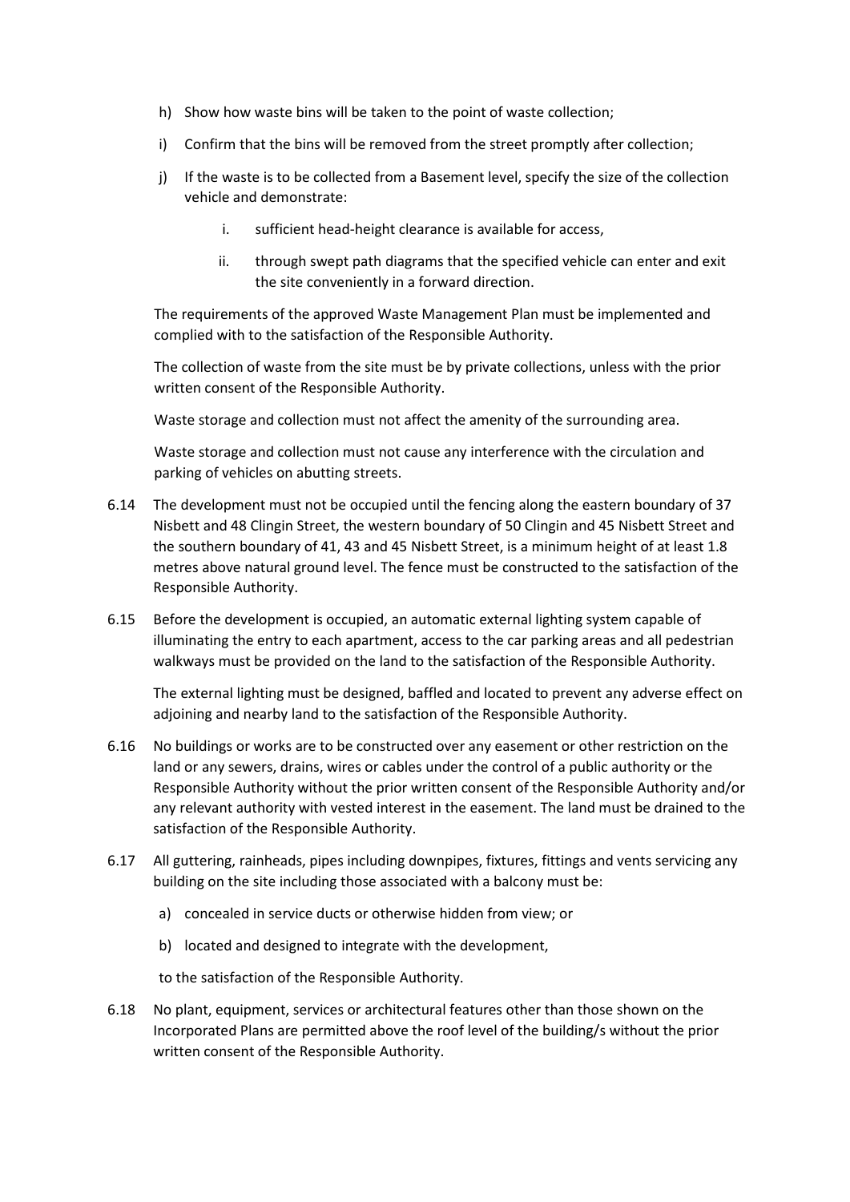h) Show how waste bins will be taken to the point of waste collection;

i) Confirm that the bins will be removed from the street promptly after collection;

j) If the waste is to be collected from a Basement level, specify the size of the collection vehicle and demonstrate:

   i. sufficient head-height clearance is available for access,

   ii. through swept path diagrams that the specified vehicle can enter and exit the site conveniently in a forward direction.

The requirements of the approved Waste Management Plan must be implemented and complied with to the satisfaction of the Responsible Authority.

The collection of waste from the site must be by private collections, unless with the prior written consent of the Responsible Authority.

Waste storage and collection must not affect the amenity of the surrounding area.

Waste storage and collection must not cause any interference with the circulation and parking of vehicles on abutting streets.

6.14 The development must not be occupied until the fencing along the eastern boundary of 37 Nisbett and 48 Clingin Street, the western boundary of 50 Clingin and 45 Nisbett Street and the southern boundary of 41, 43 and 45 Nisbett Street, is a minimum height of at least 1.8 metres above natural ground level. The fence must be constructed to the satisfaction of the Responsible Authority.

6.15 Before the development is occupied, an automatic external lighting system capable of illuminating the entry to each apartment, access to the car parking areas and all pedestrian walkways must be provided on the land to the satisfaction of the Responsible Authority.

The external lighting must be designed, baffled and located to prevent any adverse effect on adjoining and nearby land to the satisfaction of the Responsible Authority.

6.16 No buildings or works are to be constructed over any easement or other restriction on the land or any sewers, drains, wires or cables under the control of a public authority or the Responsible Authority without the prior written consent of the Responsible Authority and/or any relevant authority with vested interest in the easement. The land must be drained to the satisfaction of the Responsible Authority.

6.17 All guttering, rainheads, pipes including downpipes, fixtures, fittings and vents servicing any building on the site including those associated with a balcony must be:

a) concealed in service ducts or otherwise hidden from view; or

b) located and designed to integrate with the development,

to the satisfaction of the Responsible Authority.

6.18 No plant, equipment, services or architectural features other than those shown on the Incorporated Plans are permitted above the roof level of the building/s without the prior written consent of the Responsible Authority.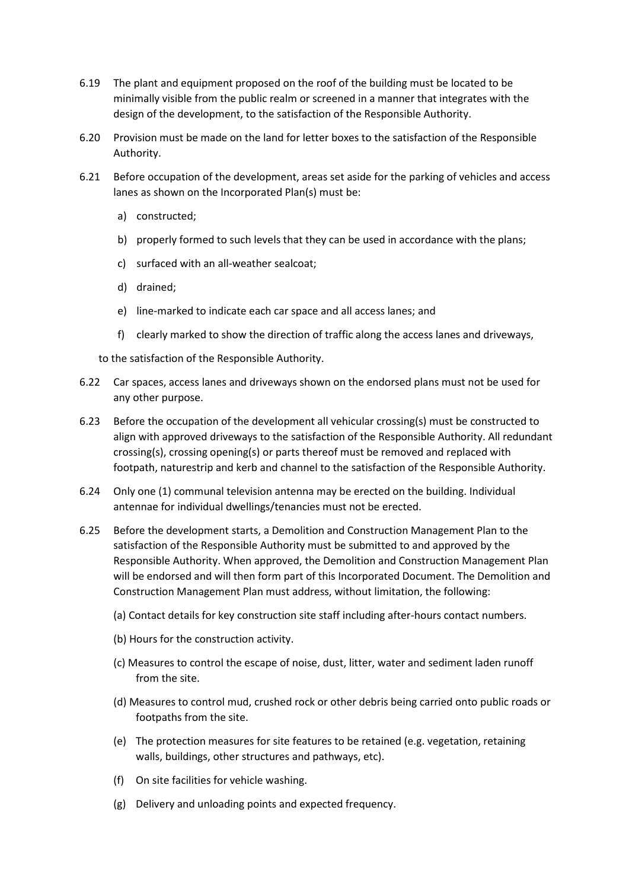6.19 The plant and equipment proposed on the roof of the building must be located to be minimally visible from the public realm or screened in a manner that integrates with the design of the development, to the satisfaction of the Responsible Authority.

6.20 Provision must be made on the land for letter boxes to the satisfaction of the Responsible Authority.

6.21 Before occupation of the development, areas set aside for the parking of vehicles and access lanes as shown on the Incorporated Plan(s) must be:

a) constructed;

b) properly formed to such levels that they can be used in accordance with the plans;

c) surfaced with an all-weather sealcoat;

d) drained;

e) line-marked to indicate each car space and all access lanes; and

f) clearly marked to show the direction of traffic along the access lanes and driveways,

to the satisfaction of the Responsible Authority.

6.22 Car spaces, access lanes and driveways shown on the endorsed plans must not be used for any other purpose.

6.23 Before the occupation of the development all vehicular crossing(s) must be constructed to align with approved driveways to the satisfaction of the Responsible Authority. All redundant crossing(s), crossing opening(s) or parts thereof must be removed and replaced with footpath, naturestrip and kerb and channel to the satisfaction of the Responsible Authority.

6.24 Only one (1) communal television antenna may be erected on the building. Individual antennae for individual dwellings/tenancies must not be erected.

6.25 Before the development starts, a Demolition and Construction Management Plan to the satisfaction of the Responsible Authority must be submitted to and approved by the Responsible Authority. When approved, the Demolition and Construction Management Plan will be endorsed and will then form part of this Incorporated Document. The Demolition and Construction Management Plan must address, without limitation, the following:

(a) Contact details for key construction site staff including after-hours contact numbers.

(b) Hours for the construction activity.

(c) Measures to control the escape of noise, dust, litter, water and sediment laden runoff from the site.

(d) Measures to control mud, crushed rock or other debris being carried onto public roads or footpaths from the site.

(e) The protection measures for site features to be retained (e.g. vegetation, retaining walls, buildings, other structures and pathways, etc).

(f) On site facilities for vehicle washing.

(g) Delivery and unloading points and expected frequency.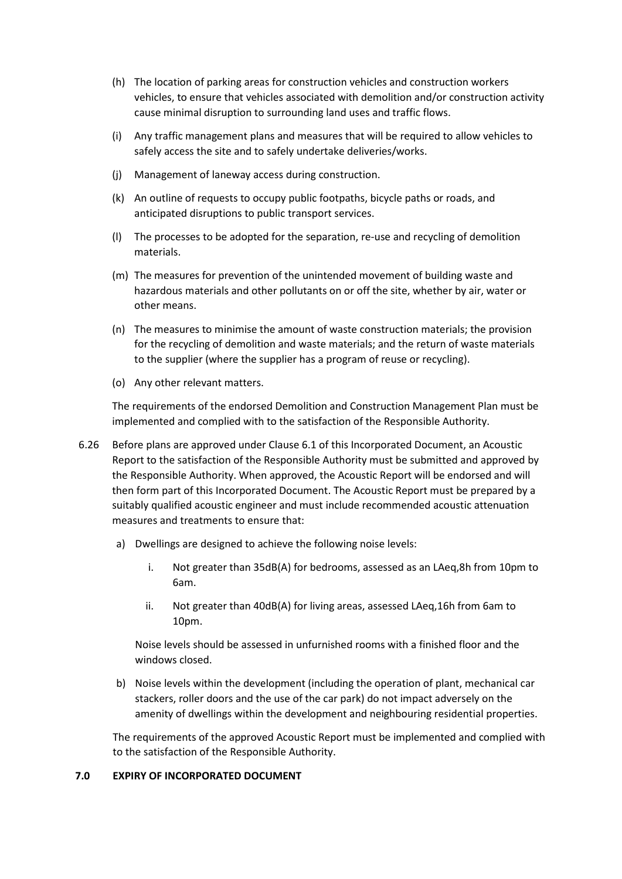(h) The location of parking areas for construction vehicles and construction workers vehicles, to ensure that vehicles associated with demolition and/or construction activity cause minimal disruption to surrounding land uses and traffic flows.

(i) Any traffic management plans and measures that will be required to allow vehicles to safely access the site and to safely undertake deliveries/works.

(j) Management of laneway access during construction.

(k) An outline of requests to occupy public footpaths, bicycle paths or roads, and anticipated disruptions to public transport services.

(l) The processes to be adopted for the separation, re-use and recycling of demolition materials.

(m) The measures for prevention of the unintended movement of building waste and hazardous materials and other pollutants on or off the site, whether by air, water or other means.

(n) The measures to minimise the amount of waste construction materials; the provision for the recycling of demolition and waste materials; and the return of waste materials to the supplier (where the supplier has a program of reuse or recycling).

(o) Any other relevant matters.

The requirements of the endorsed Demolition and Construction Management Plan must be implemented and complied with to the satisfaction of the Responsible Authority.

6.26 Before plans are approved under Clause 6.1 of this Incorporated Document, an Acoustic Report to the satisfaction of the Responsible Authority must be submitted and approved by the Responsible Authority. When approved, the Acoustic Report will be endorsed and will then form part of this Incorporated Document. The Acoustic Report must be prepared by a suitably qualified acoustic engineer and must include recommended acoustic attenuation measures and treatments to ensure that:

a) Dwellings are designed to achieve the following noise levels:

   i. Not greater than 35dB(A) for bedrooms, assessed as an LAeq,8h from 10pm to 6am.

   ii. Not greater than 40dB(A) for living areas, assessed LAeq,16h from 6am to 10pm.

   Noise levels should be assessed in unfurnished rooms with a finished floor and the windows closed.

b) Noise levels within the development (including the operation of plant, mechanical car stackers, roller doors and the use of the car park) do not impact adversely on the amenity of dwellings within the development and neighbouring residential properties.

The requirements of the approved Acoustic Report must be implemented and complied with to the satisfaction of the Responsible Authority.

## 7.0 EXPIRY OF INCORPORATED DOCUMENT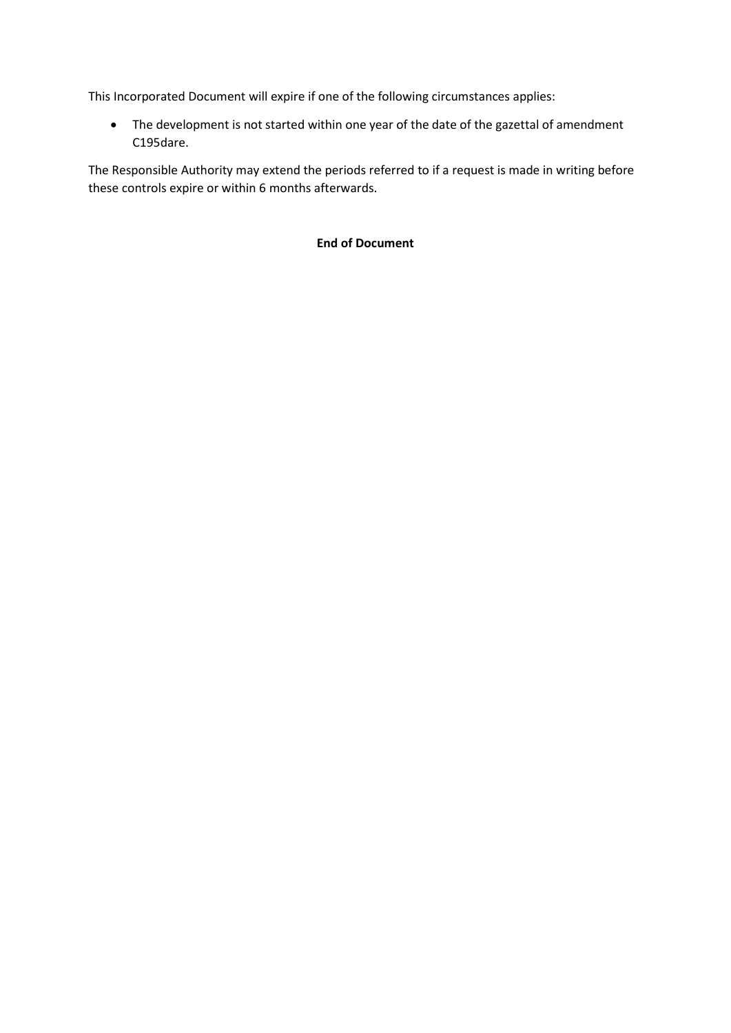This Incorporated Document will expire if one of the following circumstances applies:

- The development is not started within one year of the date of the gazettal of amendment C195dare.

The Responsible Authority may extend the periods referred to if a request is made in writing before these controls expire or within 6 months afterwards.

**End of Document**